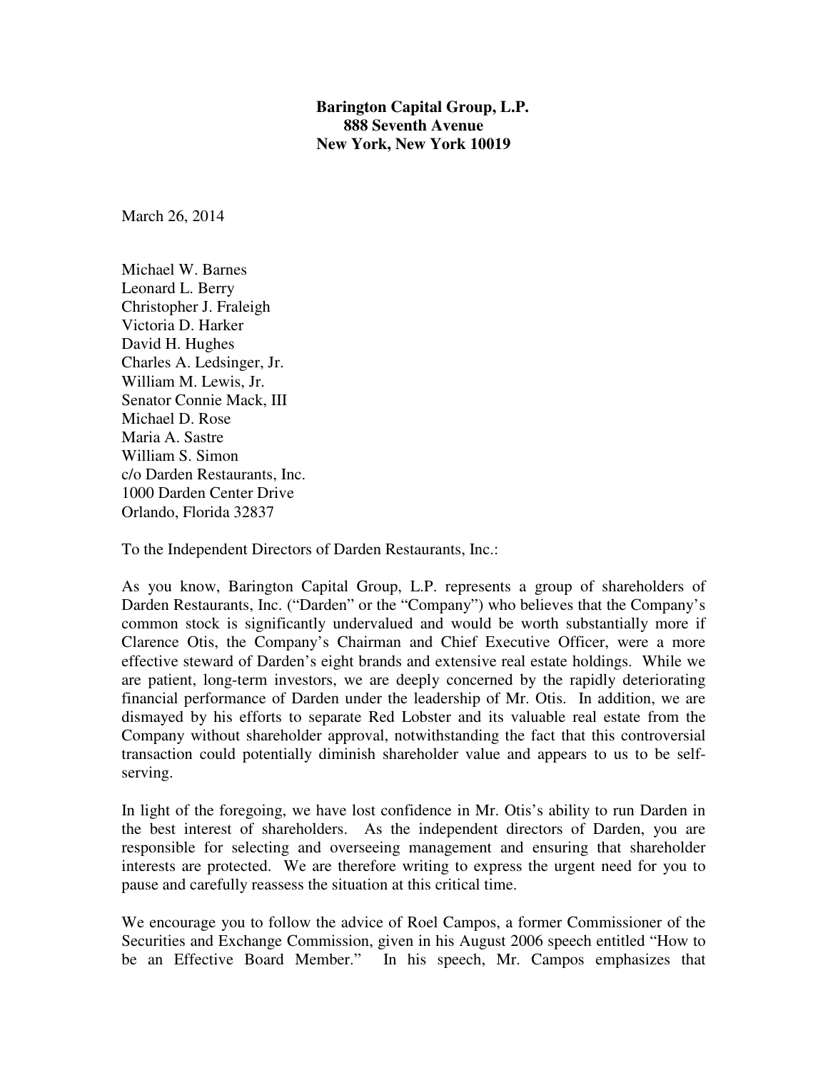**Barington Capital Group, L.P.**
**888 Seventh Avenue**
**New York, New York 10019**

March 26, 2014

Michael W. Barnes
Leonard L. Berry
Christopher J. Fraleigh
Victoria D. Harker
David H. Hughes
Charles A. Ledsinger, Jr.
William M. Lewis, Jr.
Senator Connie Mack, III
Michael D. Rose
Maria A. Sastre
William S. Simon
c/o Darden Restaurants, Inc.
1000 Darden Center Drive
Orlando, Florida 32837

To the Independent Directors of Darden Restaurants, Inc.:

As you know, Barington Capital Group, L.P. represents a group of shareholders of Darden Restaurants, Inc. ("Darden" or the "Company") who believes that the Company's common stock is significantly undervalued and would be worth substantially more if Clarence Otis, the Company's Chairman and Chief Executive Officer, were a more effective steward of Darden's eight brands and extensive real estate holdings. While we are patient, long-term investors, we are deeply concerned by the rapidly deteriorating financial performance of Darden under the leadership of Mr. Otis. In addition, we are dismayed by his efforts to separate Red Lobster and its valuable real estate from the Company without shareholder approval, notwithstanding the fact that this controversial transaction could potentially diminish shareholder value and appears to us to be self-serving.

In light of the foregoing, we have lost confidence in Mr. Otis's ability to run Darden in the best interest of shareholders. As the independent directors of Darden, you are responsible for selecting and overseeing management and ensuring that shareholder interests are protected. We are therefore writing to express the urgent need for you to pause and carefully reassess the situation at this critical time.

We encourage you to follow the advice of Roel Campos, a former Commissioner of the Securities and Exchange Commission, given in his August 2006 speech entitled "How to be an Effective Board Member." In his speech, Mr. Campos emphasizes that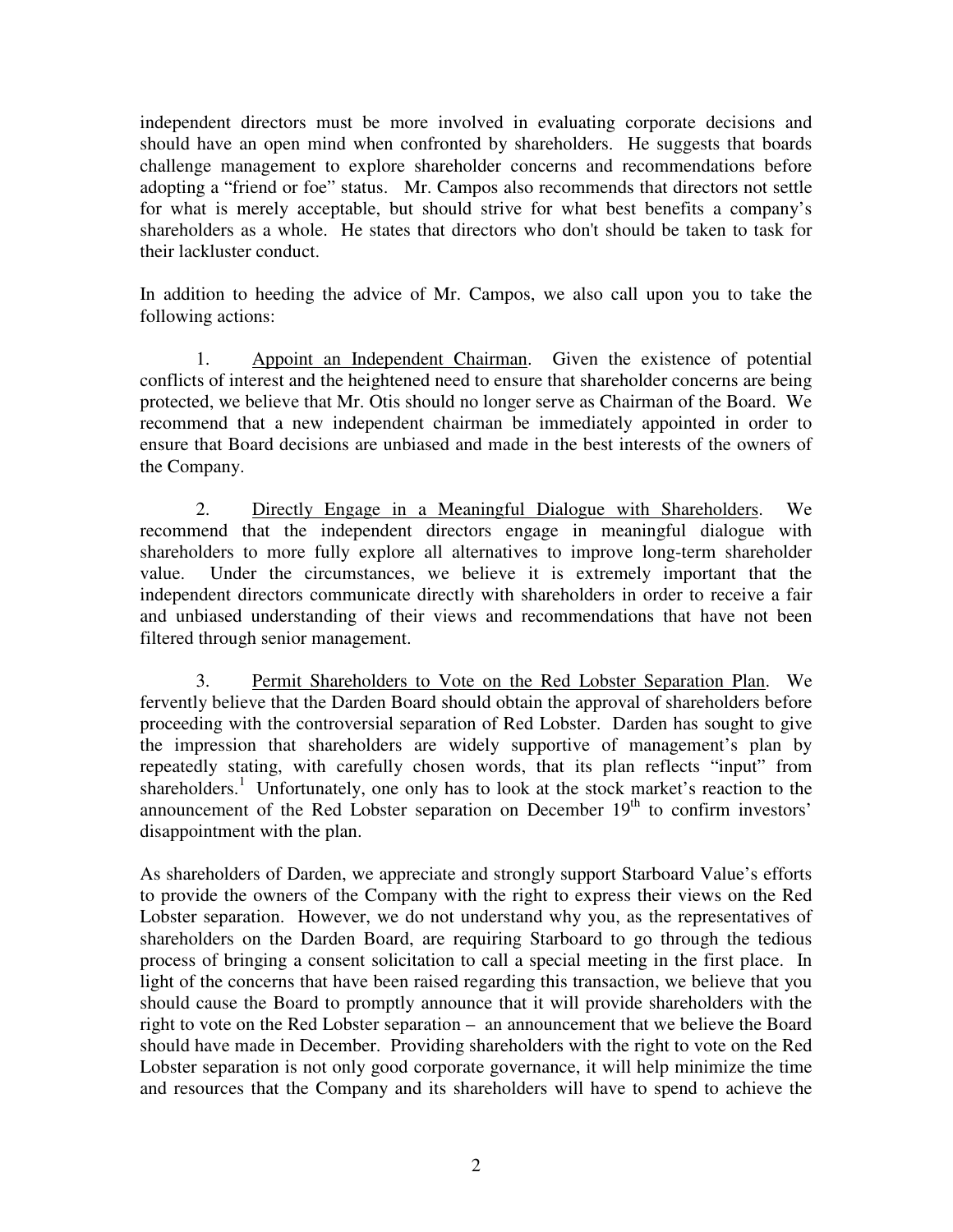independent directors must be more involved in evaluating corporate decisions and should have an open mind when confronted by shareholders. He suggests that boards challenge management to explore shareholder concerns and recommendations before adopting a "friend or foe" status. Mr. Campos also recommends that directors not settle for what is merely acceptable, but should strive for what best benefits a company's shareholders as a whole. He states that directors who don't should be taken to task for their lackluster conduct.

In addition to heeding the advice of Mr. Campos, we also call upon you to take the following actions:

1. Appoint an Independent Chairman. Given the existence of potential conflicts of interest and the heightened need to ensure that shareholder concerns are being protected, we believe that Mr. Otis should no longer serve as Chairman of the Board. We recommend that a new independent chairman be immediately appointed in order to ensure that Board decisions are unbiased and made in the best interests of the owners of the Company.

2. Directly Engage in a Meaningful Dialogue with Shareholders. We recommend that the independent directors engage in meaningful dialogue with shareholders to more fully explore all alternatives to improve long-term shareholder value. Under the circumstances, we believe it is extremely important that the independent directors communicate directly with shareholders in order to receive a fair and unbiased understanding of their views and recommendations that have not been filtered through senior management.

3. Permit Shareholders to Vote on the Red Lobster Separation Plan. We fervently believe that the Darden Board should obtain the approval of shareholders before proceeding with the controversial separation of Red Lobster. Darden has sought to give the impression that shareholders are widely supportive of management's plan by repeatedly stating, with carefully chosen words, that its plan reflects "input" from shareholders.[1] Unfortunately, one only has to look at the stock market's reaction to the announcement of the Red Lobster separation on December 19th to confirm investors' disappointment with the plan.

As shareholders of Darden, we appreciate and strongly support Starboard Value's efforts to provide the owners of the Company with the right to express their views on the Red Lobster separation. However, we do not understand why you, as the representatives of shareholders on the Darden Board, are requiring Starboard to go through the tedious process of bringing a consent solicitation to call a special meeting in the first place. In light of the concerns that have been raised regarding this transaction, we believe that you should cause the Board to promptly announce that it will provide shareholders with the right to vote on the Red Lobster separation – an announcement that we believe the Board should have made in December. Providing shareholders with the right to vote on the Red Lobster separation is not only good corporate governance, it will help minimize the time and resources that the Company and its shareholders will have to spend to achieve the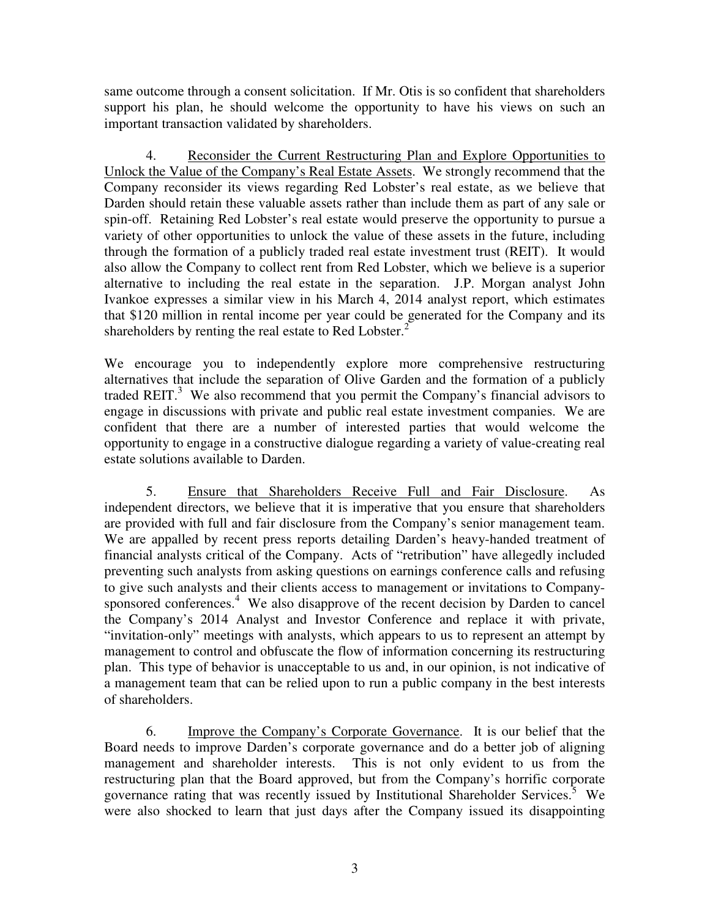same outcome through a consent solicitation. If Mr. Otis is so confident that shareholders support his plan, he should welcome the opportunity to have his views on such an important transaction validated by shareholders.

4. Reconsider the Current Restructuring Plan and Explore Opportunities to Unlock the Value of the Company's Real Estate Assets. We strongly recommend that the Company reconsider its views regarding Red Lobster's real estate, as we believe that Darden should retain these valuable assets rather than include them as part of any sale or spin-off. Retaining Red Lobster's real estate would preserve the opportunity to pursue a variety of other opportunities to unlock the value of these assets in the future, including through the formation of a publicly traded real estate investment trust (REIT). It would also allow the Company to collect rent from Red Lobster, which we believe is a superior alternative to including the real estate in the separation. J.P. Morgan analyst John Ivankoe expresses a similar view in his March 4, 2014 analyst report, which estimates that $120 million in rental income per year could be generated for the Company and its shareholders by renting the real estate to Red Lobster.[2]

We encourage you to independently explore more comprehensive restructuring alternatives that include the separation of Olive Garden and the formation of a publicly traded REIT.[3] We also recommend that you permit the Company's financial advisors to engage in discussions with private and public real estate investment companies. We are confident that there are a number of interested parties that would welcome the opportunity to engage in a constructive dialogue regarding a variety of value-creating real estate solutions available to Darden.

5. Ensure that Shareholders Receive Full and Fair Disclosure. As independent directors, we believe that it is imperative that you ensure that shareholders are provided with full and fair disclosure from the Company's senior management team. We are appalled by recent press reports detailing Darden's heavy-handed treatment of financial analysts critical of the Company. Acts of "retribution" have allegedly included preventing such analysts from asking questions on earnings conference calls and refusing to give such analysts and their clients access to management or invitations to Company-sponsored conferences.[4] We also disapprove of the recent decision by Darden to cancel the Company's 2014 Analyst and Investor Conference and replace it with private, "invitation-only" meetings with analysts, which appears to us to represent an attempt by management to control and obfuscate the flow of information concerning its restructuring plan. This type of behavior is unacceptable to us and, in our opinion, is not indicative of a management team that can be relied upon to run a public company in the best interests of shareholders.

6. Improve the Company's Corporate Governance. It is our belief that the Board needs to improve Darden's corporate governance and do a better job of aligning management and shareholder interests. This is not only evident to us from the restructuring plan that the Board approved, but from the Company's horrific corporate governance rating that was recently issued by Institutional Shareholder Services.[5] We were also shocked to learn that just days after the Company issued its disappointing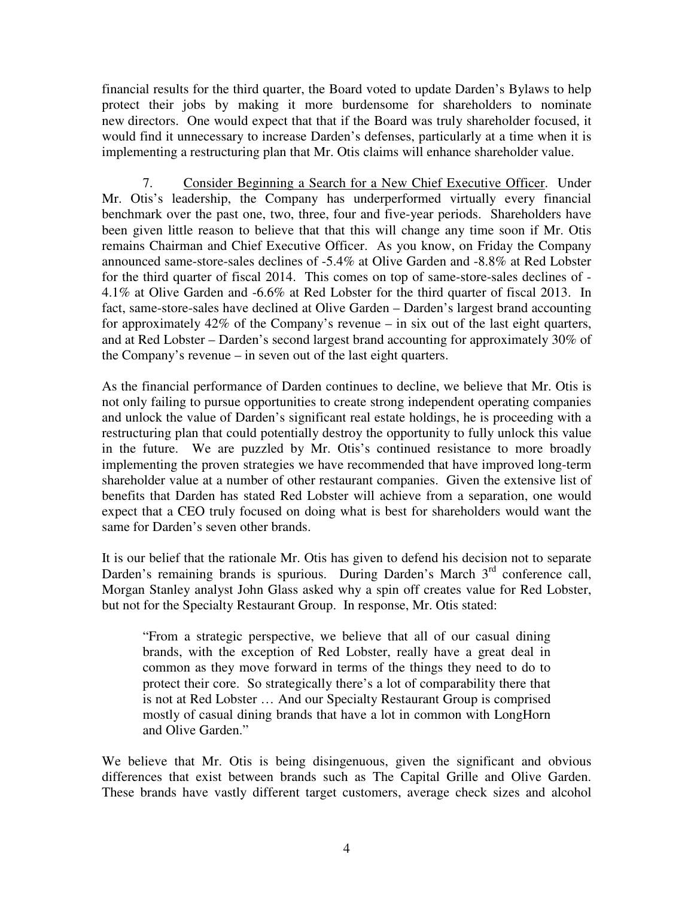financial results for the third quarter, the Board voted to update Darden's Bylaws to help protect their jobs by making it more burdensome for shareholders to nominate new directors. One would expect that that if the Board was truly shareholder focused, it would find it unnecessary to increase Darden's defenses, particularly at a time when it is implementing a restructuring plan that Mr. Otis claims will enhance shareholder value.

7. Consider Beginning a Search for a New Chief Executive Officer. Under Mr. Otis's leadership, the Company has underperformed virtually every financial benchmark over the past one, two, three, four and five-year periods. Shareholders have been given little reason to believe that that this will change any time soon if Mr. Otis remains Chairman and Chief Executive Officer. As you know, on Friday the Company announced same-store-sales declines of -5.4% at Olive Garden and -8.8% at Red Lobster for the third quarter of fiscal 2014. This comes on top of same-store-sales declines of -4.1% at Olive Garden and -6.6% at Red Lobster for the third quarter of fiscal 2013. In fact, same-store-sales have declined at Olive Garden – Darden's largest brand accounting for approximately 42% of the Company's revenue – in six out of the last eight quarters, and at Red Lobster – Darden's second largest brand accounting for approximately 30% of the Company's revenue – in seven out of the last eight quarters.

As the financial performance of Darden continues to decline, we believe that Mr. Otis is not only failing to pursue opportunities to create strong independent operating companies and unlock the value of Darden's significant real estate holdings, he is proceeding with a restructuring plan that could potentially destroy the opportunity to fully unlock this value in the future. We are puzzled by Mr. Otis's continued resistance to more broadly implementing the proven strategies we have recommended that have improved long-term shareholder value at a number of other restaurant companies. Given the extensive list of benefits that Darden has stated Red Lobster will achieve from a separation, one would expect that a CEO truly focused on doing what is best for shareholders would want the same for Darden's seven other brands.

It is our belief that the rationale Mr. Otis has given to defend his decision not to separate Darden's remaining brands is spurious. During Darden's March 3rd conference call, Morgan Stanley analyst John Glass asked why a spin off creates value for Red Lobster, but not for the Specialty Restaurant Group. In response, Mr. Otis stated:

> "From a strategic perspective, we believe that all of our casual dining brands, with the exception of Red Lobster, really have a great deal in common as they move forward in terms of the things they need to do to protect their core. So strategically there's a lot of comparability there that is not at Red Lobster … And our Specialty Restaurant Group is comprised mostly of casual dining brands that have a lot in common with LongHorn and Olive Garden."

We believe that Mr. Otis is being disingenuous, given the significant and obvious differences that exist between brands such as The Capital Grille and Olive Garden. These brands have vastly different target customers, average check sizes and alcohol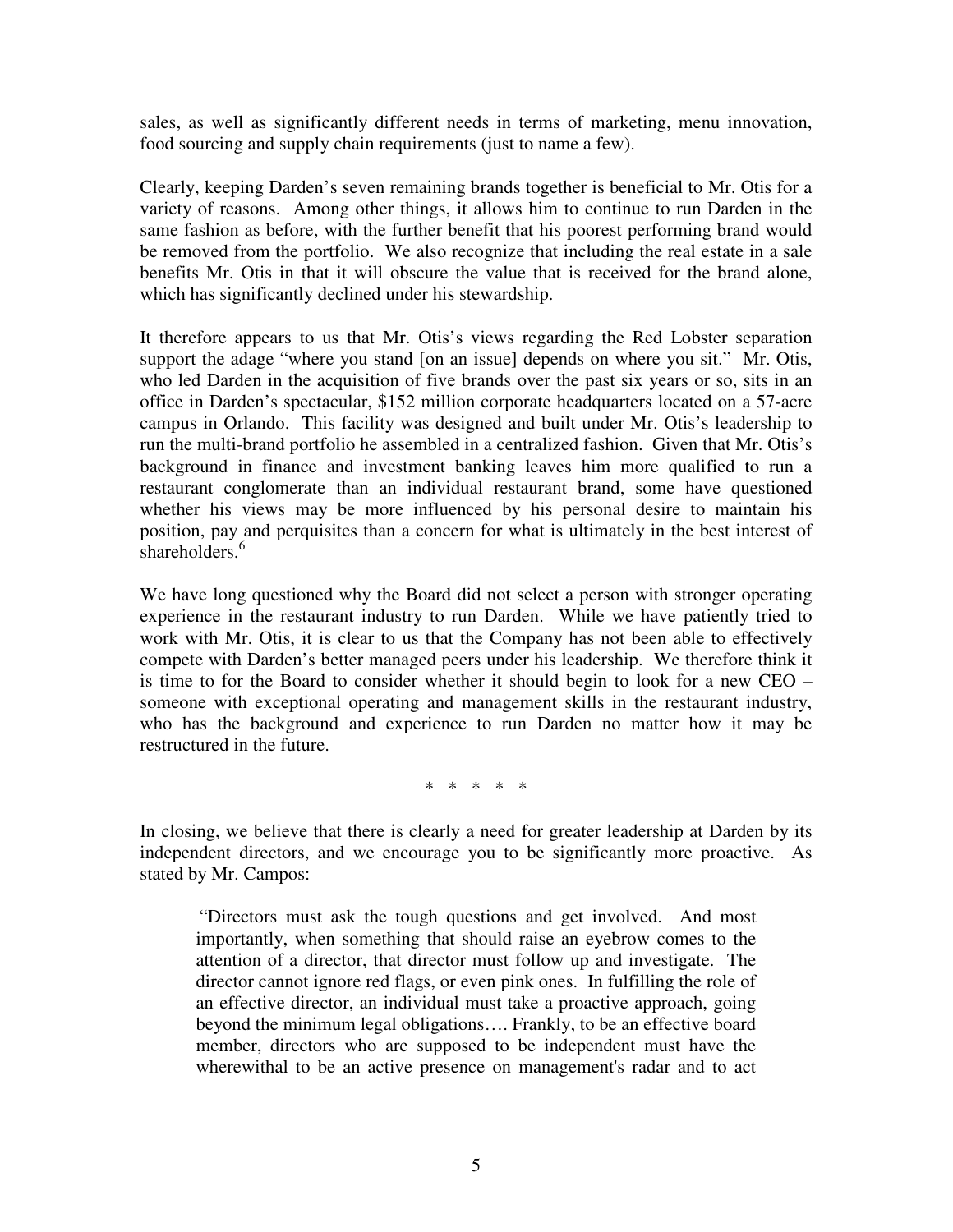sales, as well as significantly different needs in terms of marketing, menu innovation, food sourcing and supply chain requirements (just to name a few).

Clearly, keeping Darden's seven remaining brands together is beneficial to Mr. Otis for a variety of reasons. Among other things, it allows him to continue to run Darden in the same fashion as before, with the further benefit that his poorest performing brand would be removed from the portfolio. We also recognize that including the real estate in a sale benefits Mr. Otis in that it will obscure the value that is received for the brand alone, which has significantly declined under his stewardship.

It therefore appears to us that Mr. Otis's views regarding the Red Lobster separation support the adage "where you stand [on an issue] depends on where you sit." Mr. Otis, who led Darden in the acquisition of five brands over the past six years or so, sits in an office in Darden's spectacular, $152 million corporate headquarters located on a 57-acre campus in Orlando. This facility was designed and built under Mr. Otis's leadership to run the multi-brand portfolio he assembled in a centralized fashion. Given that Mr. Otis's background in finance and investment banking leaves him more qualified to run a restaurant conglomerate than an individual restaurant brand, some have questioned whether his views may be more influenced by his personal desire to maintain his position, pay and perquisites than a concern for what is ultimately in the best interest of shareholders.[6]

We have long questioned why the Board did not select a person with stronger operating experience in the restaurant industry to run Darden. While we have patiently tried to work with Mr. Otis, it is clear to us that the Company has not been able to effectively compete with Darden's better managed peers under his leadership. We therefore think it is time to for the Board to consider whether it should begin to look for a new CEO – someone with exceptional operating and management skills in the restaurant industry, who has the background and experience to run Darden no matter how it may be restructured in the future.

\* \* \* \* \*

In closing, we believe that there is clearly a need for greater leadership at Darden by its independent directors, and we encourage you to be significantly more proactive. As stated by Mr. Campos:

> "Directors must ask the tough questions and get involved. And most importantly, when something that should raise an eyebrow comes to the attention of a director, that director must follow up and investigate. The director cannot ignore red flags, or even pink ones. In fulfilling the role of an effective director, an individual must take a proactive approach, going beyond the minimum legal obligations…. Frankly, to be an effective board member, directors who are supposed to be independent must have the wherewithal to be an active presence on management's radar and to act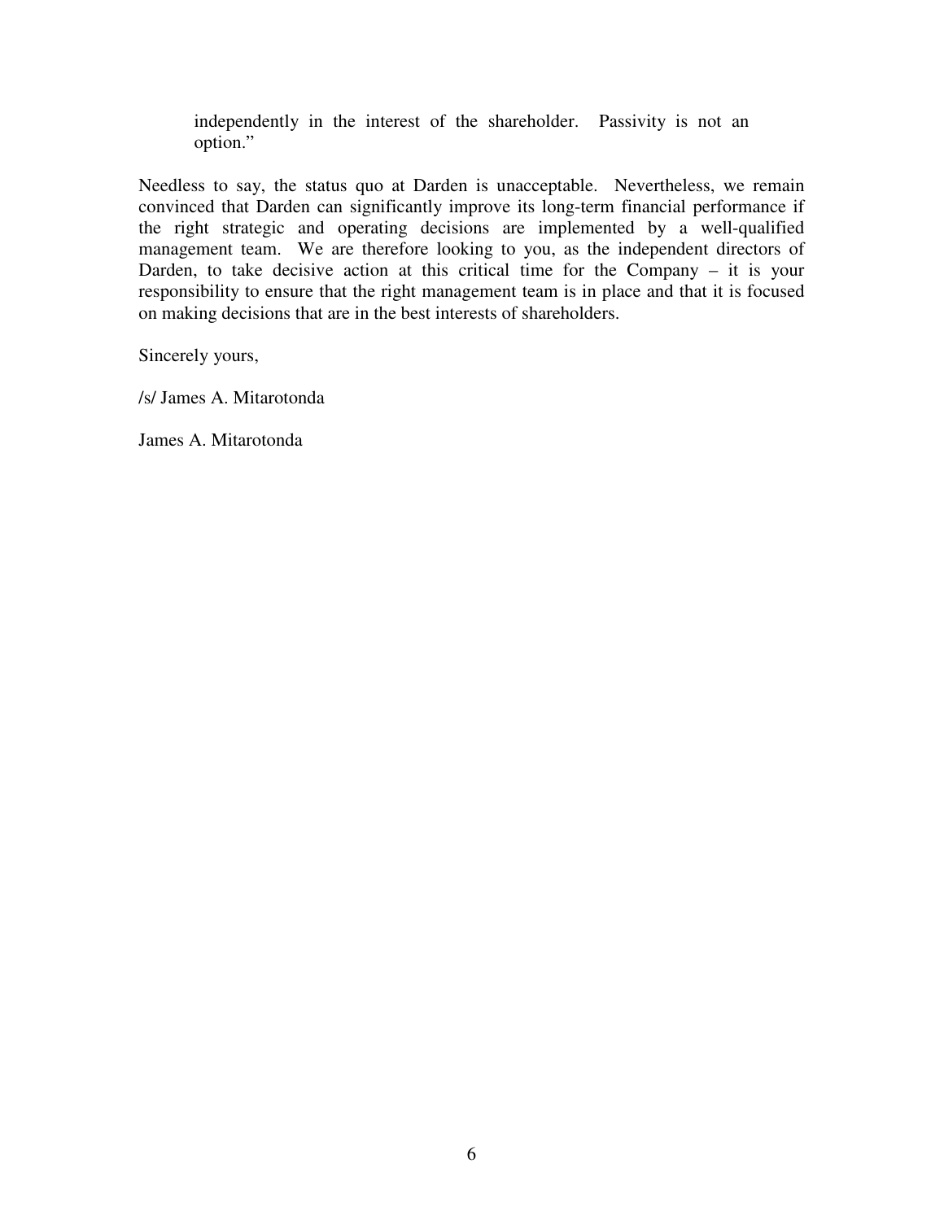> independently in the interest of the shareholder. Passivity is not an option."

Needless to say, the status quo at Darden is unacceptable. Nevertheless, we remain convinced that Darden can significantly improve its long-term financial performance if the right strategic and operating decisions are implemented by a well-qualified management team. We are therefore looking to you, as the independent directors of Darden, to take decisive action at this critical time for the Company – it is your responsibility to ensure that the right management team is in place and that it is focused on making decisions that are in the best interests of shareholders.

Sincerely yours,

/s/ James A. Mitarotonda

James A. Mitarotonda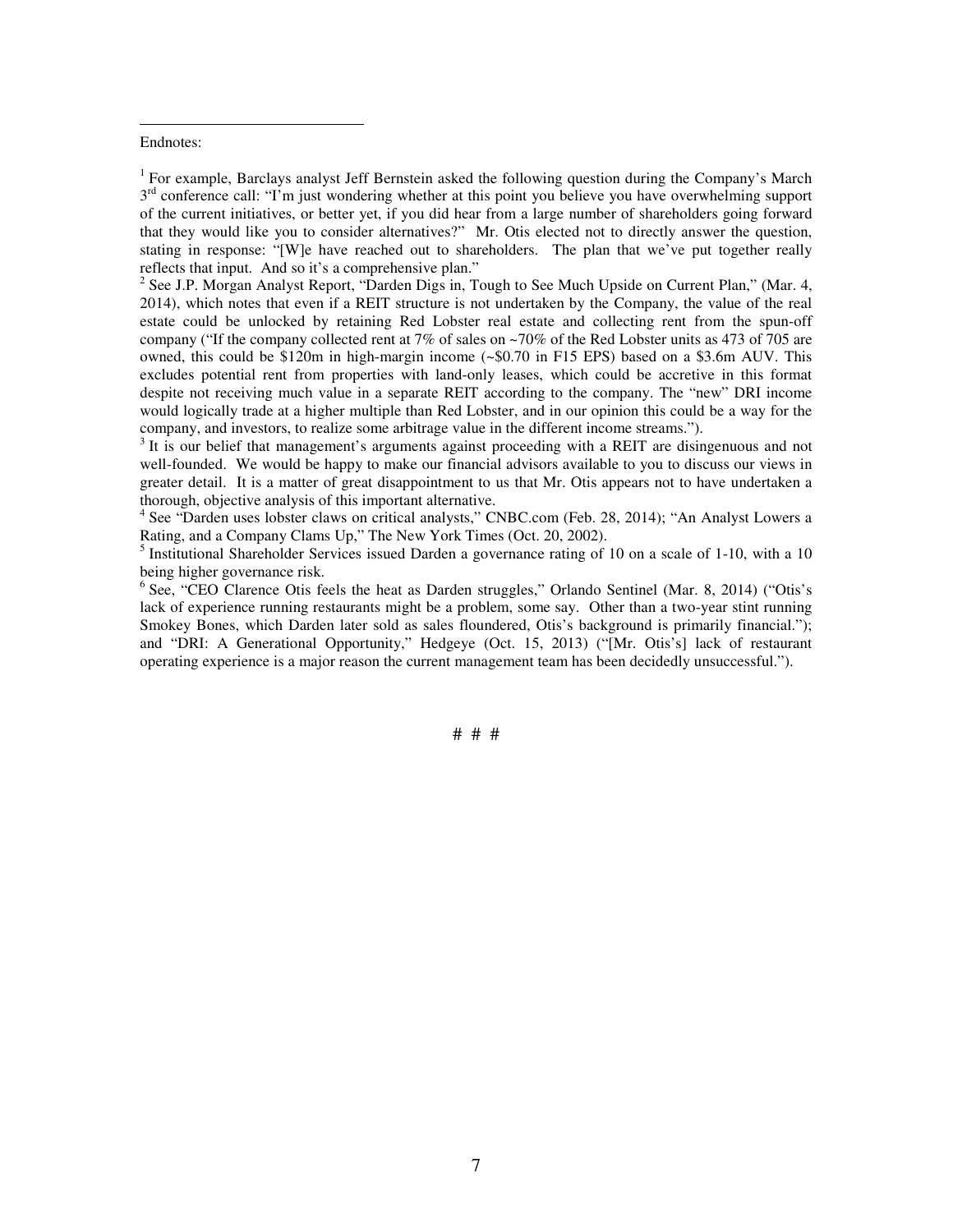Endnotes:

[1] For example, Barclays analyst Jeff Bernstein asked the following question during the Company's March 3rd conference call: "I'm just wondering whether at this point you believe you have overwhelming support of the current initiatives, or better yet, if you did hear from a large number of shareholders going forward that they would like you to consider alternatives?" Mr. Otis elected not to directly answer the question, stating in response: "[W]e have reached out to shareholders. The plan that we've put together really reflects that input. And so it's a comprehensive plan."

[2] See J.P. Morgan Analyst Report, "Darden Digs in, Tough to See Much Upside on Current Plan," (Mar. 4, 2014), which notes that even if a REIT structure is not undertaken by the Company, the value of the real estate could be unlocked by retaining Red Lobster real estate and collecting rent from the spun-off company ("If the company collected rent at 7% of sales on ~70% of the Red Lobster units as 473 of 705 are owned, this could be $120m in high-margin income (~$0.70 in F15 EPS) based on a $3.6m AUV. This excludes potential rent from properties with land-only leases, which could be accretive in this format despite not receiving much value in a separate REIT according to the company. The "new" DRI income would logically trade at a higher multiple than Red Lobster, and in our opinion this could be a way for the company, and investors, to realize some arbitrage value in the different income streams.").

[3] It is our belief that management's arguments against proceeding with a REIT are disingenuous and not well-founded. We would be happy to make our financial advisors available to you to discuss our views in greater detail. It is a matter of great disappointment to us that Mr. Otis appears not to have undertaken a thorough, objective analysis of this important alternative.

[4] See "Darden uses lobster claws on critical analysts," CNBC.com (Feb. 28, 2014); "An Analyst Lowers a Rating, and a Company Clams Up," The New York Times (Oct. 20, 2002).

[5] Institutional Shareholder Services issued Darden a governance rating of 10 on a scale of 1-10, with a 10 being higher governance risk.

[6] See, "CEO Clarence Otis feels the heat as Darden struggles," Orlando Sentinel (Mar. 8, 2014) ("Otis's lack of experience running restaurants might be a problem, some say. Other than a two-year stint running Smokey Bones, which Darden later sold as sales floundered, Otis's background is primarily financial."); and "DRI: A Generational Opportunity," Hedgeye (Oct. 15, 2013) ("[Mr. Otis's] lack of restaurant operating experience is a major reason the current management team has been decidedly unsuccessful.").

# # #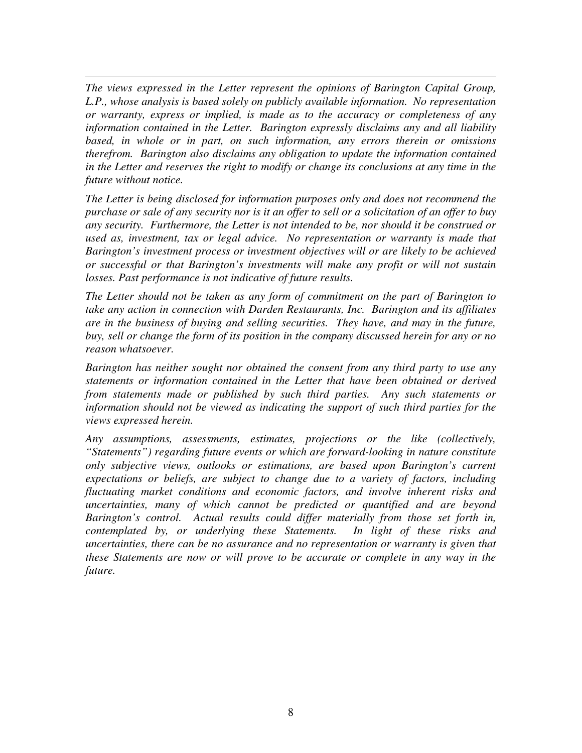*The views expressed in the Letter represent the opinions of Barington Capital Group, L.P., whose analysis is based solely on publicly available information. No representation or warranty, express or implied, is made as to the accuracy or completeness of any information contained in the Letter. Barington expressly disclaims any and all liability based, in whole or in part, on such information, any errors therein or omissions therefrom. Barington also disclaims any obligation to update the information contained in the Letter and reserves the right to modify or change its conclusions at any time in the future without notice.*

*The Letter is being disclosed for information purposes only and does not recommend the purchase or sale of any security nor is it an offer to sell or a solicitation of an offer to buy any security. Furthermore, the Letter is not intended to be, nor should it be construed or used as, investment, tax or legal advice. No representation or warranty is made that Barington's investment process or investment objectives will or are likely to be achieved or successful or that Barington's investments will make any profit or will not sustain losses. Past performance is not indicative of future results.*

*The Letter should not be taken as any form of commitment on the part of Barington to take any action in connection with Darden Restaurants, Inc. Barington and its affiliates are in the business of buying and selling securities. They have, and may in the future, buy, sell or change the form of its position in the company discussed herein for any or no reason whatsoever.*

*Barington has neither sought nor obtained the consent from any third party to use any statements or information contained in the Letter that have been obtained or derived from statements made or published by such third parties. Any such statements or information should not be viewed as indicating the support of such third parties for the views expressed herein.*

*Any assumptions, assessments, estimates, projections or the like (collectively, "Statements") regarding future events or which are forward-looking in nature constitute only subjective views, outlooks or estimations, are based upon Barington's current expectations or beliefs, are subject to change due to a variety of factors, including fluctuating market conditions and economic factors, and involve inherent risks and uncertainties, many of which cannot be predicted or quantified and are beyond Barington's control. Actual results could differ materially from those set forth in, contemplated by, or underlying these Statements. In light of these risks and uncertainties, there can be no assurance and no representation or warranty is given that these Statements are now or will prove to be accurate or complete in any way in the future.*